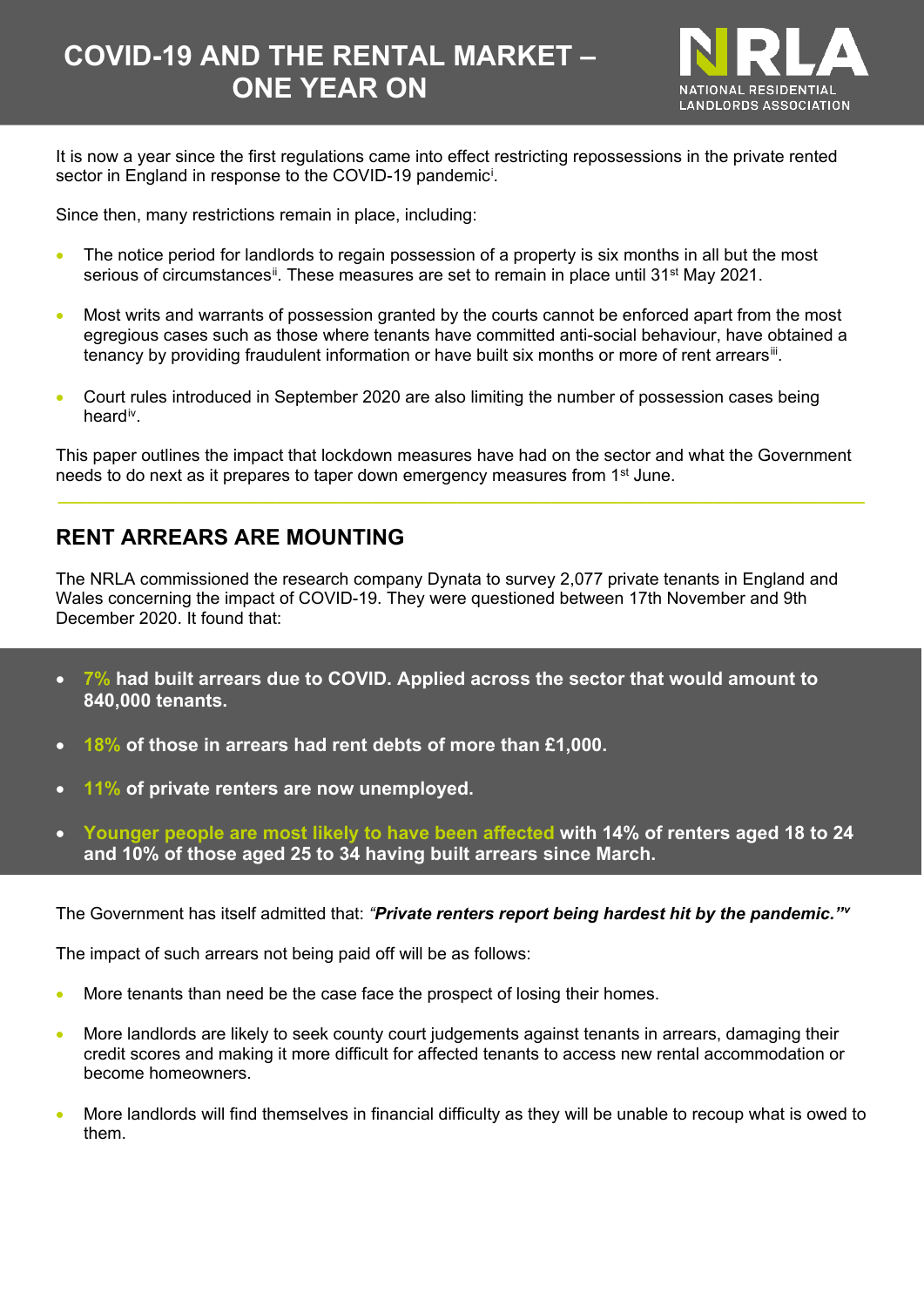# COVID-19 AND THE RENTAL MARKET – ONE YEAR ON

NRLA
NATIONAL RESIDENTIAL LANDLORDS ASSOCIATION

It is now a year since the first regulations came into effect restricting repossessions in the private rented sector in England in response to the COVID-19 pandemic[i].

Since then, many restrictions remain in place, including:

- The notice period for landlords to regain possession of a property is six months in all but the most serious of circumstances[ii]. These measures are set to remain in place until 31st May 2021.
- Most writs and warrants of possession granted by the courts cannot be enforced apart from the most egregious cases such as those where tenants have committed anti-social behaviour, have obtained a tenancy by providing fraudulent information or have built six months or more of rent arrears[iii].
- Court rules introduced in September 2020 are also limiting the number of possession cases being heard[iv].

This paper outlines the impact that lockdown measures have had on the sector and what the Government needs to do next as it prepares to taper down emergency measures from 1st June.

## RENT ARREARS ARE MOUNTING

The NRLA commissioned the research company Dynata to survey 2,077 private tenants in England and Wales concerning the impact of COVID-19. They were questioned between 17th November and 9th December 2020. It found that:

- **7% had built arrears due to COVID. Applied across the sector that would amount to 840,000 tenants.**
- **18% of those in arrears had rent debts of more than £1,000.**
- **11% of private renters are now unemployed.**
- **Younger people are most likely to have been affected with 14% of renters aged 18 to 24 and 10% of those aged 25 to 34 having built arrears since March.**

The Government has itself admitted that: *"**Private renters report being hardest hit by the pandemic.**"*[v]

The impact of such arrears not being paid off will be as follows:

- More tenants than need be the case face the prospect of losing their homes.
- More landlords are likely to seek county court judgements against tenants in arrears, damaging their credit scores and making it more difficult for affected tenants to access new rental accommodation or become homeowners.
- More landlords will find themselves in financial difficulty as they will be unable to recoup what is owed to them.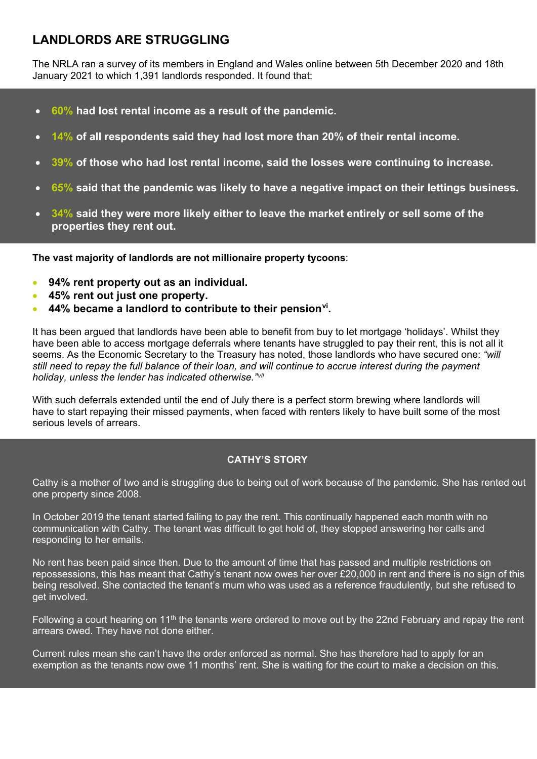## LANDLORDS ARE STRUGGLING

The NRLA ran a survey of its members in England and Wales online between 5th December 2020 and 18th January 2021 to which 1,391 landlords responded. It found that:

- **60% had lost rental income as a result of the pandemic.**
- **14% of all respondents said they had lost more than 20% of their rental income.**
- **39% of those who had lost rental income, said the losses were continuing to increase.**
- **65% said that the pandemic was likely to have a negative impact on their lettings business.**
- **34% said they were more likely either to leave the market entirely or sell some of the properties they rent out.**

**The vast majority of landlords are not millionaire property tycoons**:

- **94% rent property out as an individual.**
- **45% rent out just one property.**
- **44% became a landlord to contribute to their pension[vi].**

It has been argued that landlords have been able to benefit from buy to let mortgage 'holidays'. Whilst they have been able to access mortgage deferrals where tenants have struggled to pay their rent, this is not all it seems. As the Economic Secretary to the Treasury has noted, those landlords who have secured one: *"will still need to repay the full balance of their loan, and will continue to accrue interest during the payment holiday, unless the lender has indicated otherwise."[vii]*

With such deferrals extended until the end of July there is a perfect storm brewing where landlords will have to start repaying their missed payments, when faced with renters likely to have built some of the most serious levels of arrears.

### CATHY'S STORY

Cathy is a mother of two and is struggling due to being out of work because of the pandemic. She has rented out one property since 2008.

In October 2019 the tenant started failing to pay the rent. This continually happened each month with no communication with Cathy. The tenant was difficult to get hold of, they stopped answering her calls and responding to her emails.

No rent has been paid since then. Due to the amount of time that has passed and multiple restrictions on repossessions, this has meant that Cathy's tenant now owes her over £20,000 in rent and there is no sign of this being resolved. She contacted the tenant's mum who was used as a reference fraudulently, but she refused to get involved.

Following a court hearing on 11th the tenants were ordered to move out by the 22nd February and repay the rent arrears owed. They have not done either.

Current rules mean she can't have the order enforced as normal. She has therefore had to apply for an exemption as the tenants now owe 11 months' rent. She is waiting for the court to make a decision on this.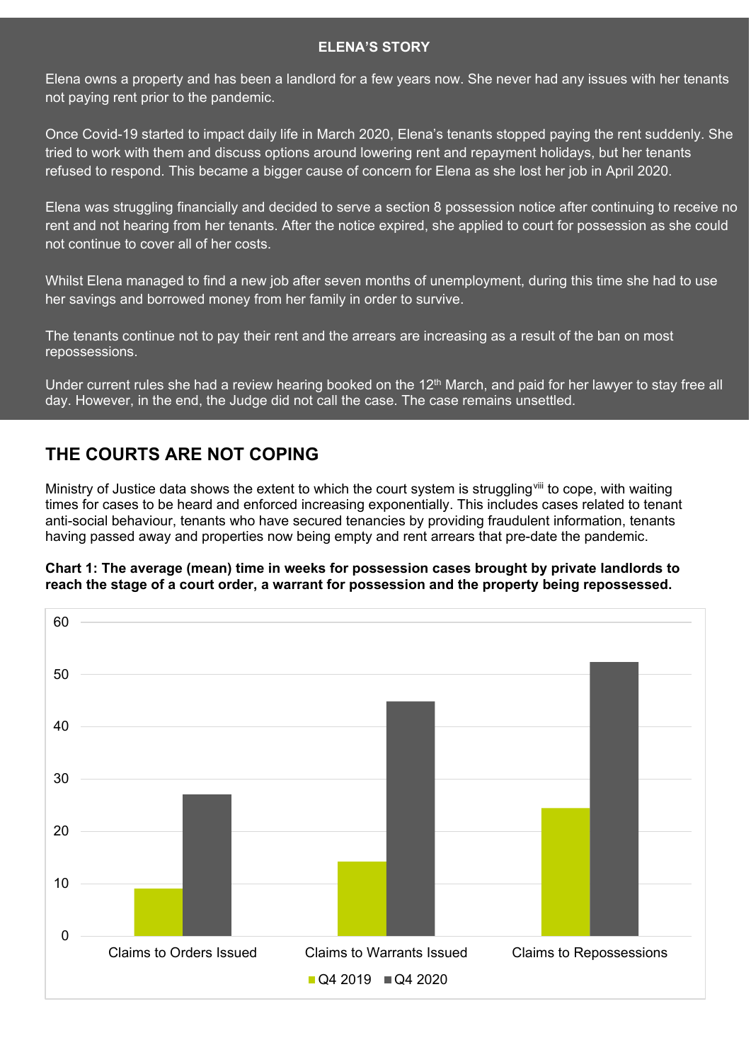**ELENA'S STORY**

Elena owns a property and has been a landlord for a few years now. She never had any issues with her tenants not paying rent prior to the pandemic.

Once Covid-19 started to impact daily life in March 2020, Elena's tenants stopped paying the rent suddenly. She tried to work with them and discuss options around lowering rent and repayment holidays, but her tenants refused to respond. This became a bigger cause of concern for Elena as she lost her job in April 2020.

Elena was struggling financially and decided to serve a section 8 possession notice after continuing to receive no rent and not hearing from her tenants. After the notice expired, she applied to court for possession as she could not continue to cover all of her costs.

Whilst Elena managed to find a new job after seven months of unemployment, during this time she had to use her savings and borrowed money from her family in order to survive.

The tenants continue not to pay their rent and the arrears are increasing as a result of the ban on most repossessions.

Under current rules she had a review hearing booked on the 12th March, and paid for her lawyer to stay free all day. However, in the end, the Judge did not call the case. The case remains unsettled.

## THE COURTS ARE NOT COPING

Ministry of Justice data shows the extent to which the court system is struggling[viii] to cope, with waiting times for cases to be heard and enforced increasing exponentially. This includes cases related to tenant anti-social behaviour, tenants who have secured tenancies by providing fraudulent information, tenants having passed away and properties now being empty and rent arrears that pre-date the pandemic.

**Chart 1: The average (mean) time in weeks for possession cases brought by private landlords to reach the stage of a court order, a warrant for possession and the property being repossessed.**

| | Q4 2019 | Q4 2020 |
|---|---|---|
| Claims to Orders Issued | 9 | 27 |
| Claims to Warrants Issued | 14 | 45 |
| Claims to Repossessions | 24.5 | 52.5 |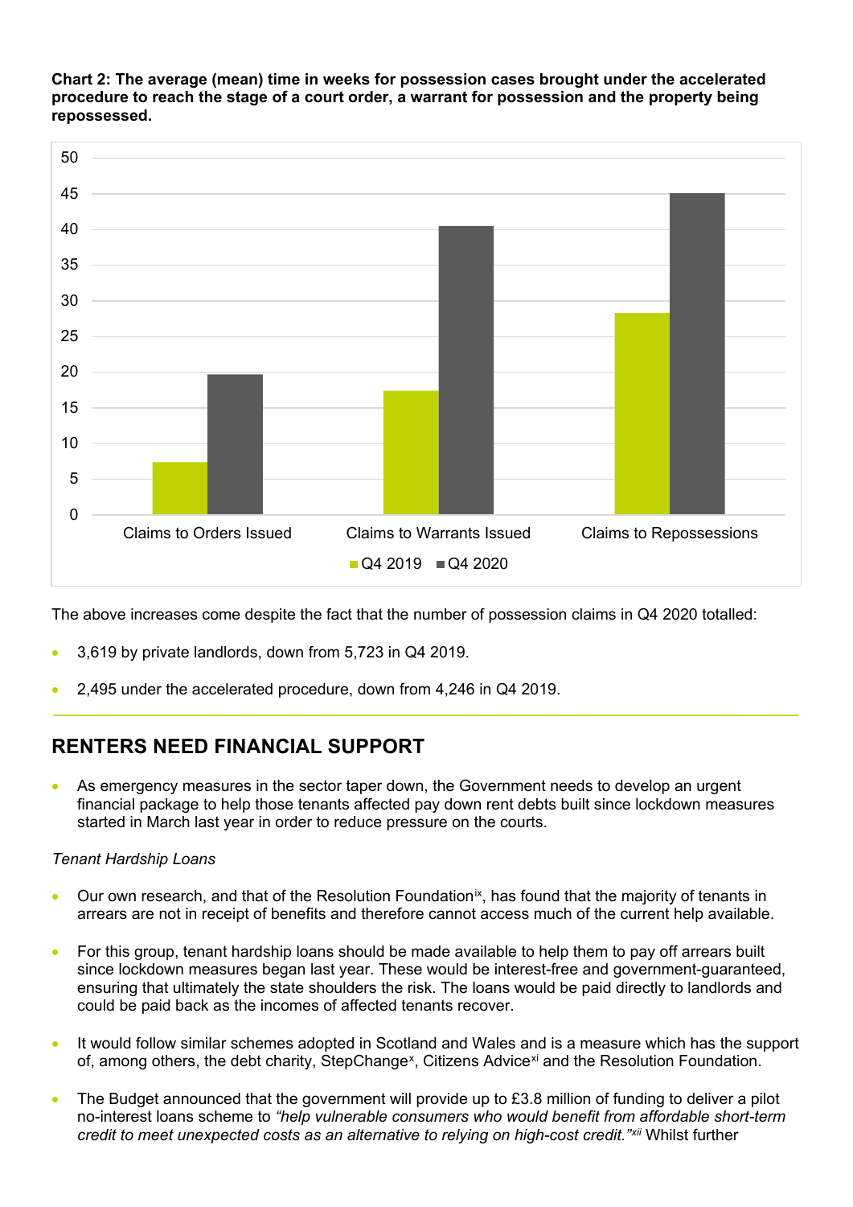**Chart 2: The average (mean) time in weeks for possession cases brought under the accelerated procedure to reach the stage of a court order, a warrant for possession and the property being repossessed.**

The above increases come despite the fact that the number of possession claims in Q4 2020 totalled:

- 3,619 by private landlords, down from 5,723 in Q4 2019.
- 2,495 under the accelerated procedure, down from 4,246 in Q4 2019.

## RENTERS NEED FINANCIAL SUPPORT

- As emergency measures in the sector taper down, the Government needs to develop an urgent financial package to help those tenants affected pay down rent debts built since lockdown measures started in March last year in order to reduce pressure on the courts.

*Tenant Hardship Loans*

- Our own research, and that of the Resolution Foundation[ix], has found that the majority of tenants in arrears are not in receipt of benefits and therefore cannot access much of the current help available.
- For this group, tenant hardship loans should be made available to help them to pay off arrears built since lockdown measures began last year. These would be interest-free and government-guaranteed, ensuring that ultimately the state shoulders the risk. The loans would be paid directly to landlords and could be paid back as the incomes of affected tenants recover.
- It would follow similar schemes adopted in Scotland and Wales and is a measure which has the support of, among others, the debt charity, StepChange[x], Citizens Advice[xi] and the Resolution Foundation.
- The Budget announced that the government will provide up to £3.8 million of funding to deliver a pilot no-interest loans scheme to *"help vulnerable consumers who would benefit from affordable short-term credit to meet unexpected costs as an alternative to relying on high-cost credit."*[xii] Whilst further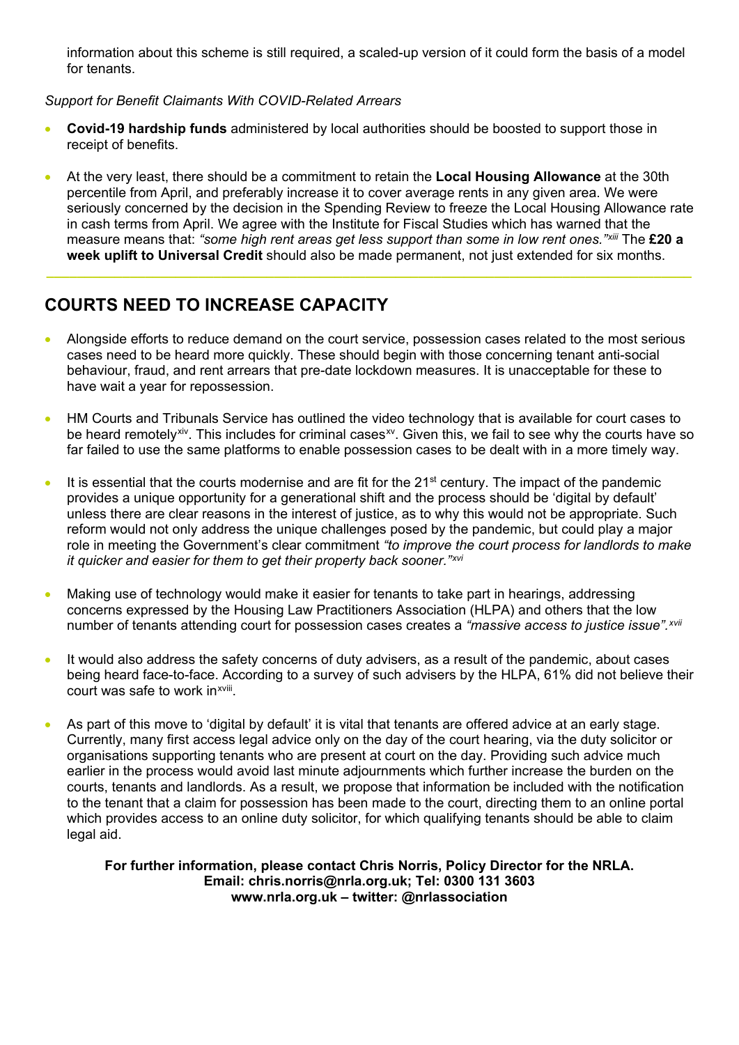information about this scheme is still required, a scaled-up version of it could form the basis of a model for tenants.

*Support for Benefit Claimants With COVID-Related Arrears*

- **Covid-19 hardship funds** administered by local authorities should be boosted to support those in receipt of benefits.
- At the very least, there should be a commitment to retain the **Local Housing Allowance** at the 30th percentile from April, and preferably increase it to cover average rents in any given area. We were seriously concerned by the decision in the Spending Review to freeze the Local Housing Allowance rate in cash terms from April. We agree with the Institute for Fiscal Studies which has warned that the measure means that: *"some high rent areas get less support than some in low rent ones."*[xiii] The **£20 a week uplift to Universal Credit** should also be made permanent, not just extended for six months.

## COURTS NEED TO INCREASE CAPACITY

- Alongside efforts to reduce demand on the court service, possession cases related to the most serious cases need to be heard more quickly. These should begin with those concerning tenant anti-social behaviour, fraud, and rent arrears that pre-date lockdown measures. It is unacceptable for these to have wait a year for repossession.
- HM Courts and Tribunals Service has outlined the video technology that is available for court cases to be heard remotely[xiv]. This includes for criminal cases[xv]. Given this, we fail to see why the courts have so far failed to use the same platforms to enable possession cases to be dealt with in a more timely way.
- It is essential that the courts modernise and are fit for the 21st century. The impact of the pandemic provides a unique opportunity for a generational shift and the process should be 'digital by default' unless there are clear reasons in the interest of justice, as to why this would not be appropriate. Such reform would not only address the unique challenges posed by the pandemic, but could play a major role in meeting the Government's clear commitment *"to improve the court process for landlords to make it quicker and easier for them to get their property back sooner."*[xvi]
- Making use of technology would make it easier for tenants to take part in hearings, addressing concerns expressed by the Housing Law Practitioners Association (HLPA) and others that the low number of tenants attending court for possession cases creates a *"massive access to justice issue"*.[xvii]
- It would also address the safety concerns of duty advisers, as a result of the pandemic, about cases being heard face-to-face. According to a survey of such advisers by the HLPA, 61% did not believe their court was safe to work in[xviii].
- As part of this move to 'digital by default' it is vital that tenants are offered advice at an early stage. Currently, many first access legal advice only on the day of the court hearing, via the duty solicitor or organisations supporting tenants who are present at court on the day. Providing such advice much earlier in the process would avoid last minute adjournments which further increase the burden on the courts, tenants and landlords. As a result, we propose that information be included with the notification to the tenant that a claim for possession has been made to the court, directing them to an online portal which provides access to an online duty solicitor, for which qualifying tenants should be able to claim legal aid.

**For further information, please contact Chris Norris, Policy Director for the NRLA.**
**Email: chris.norris@nrla.org.uk; Tel: 0300 131 3603**
**www.nrla.org.uk – twitter: @nrlassociation**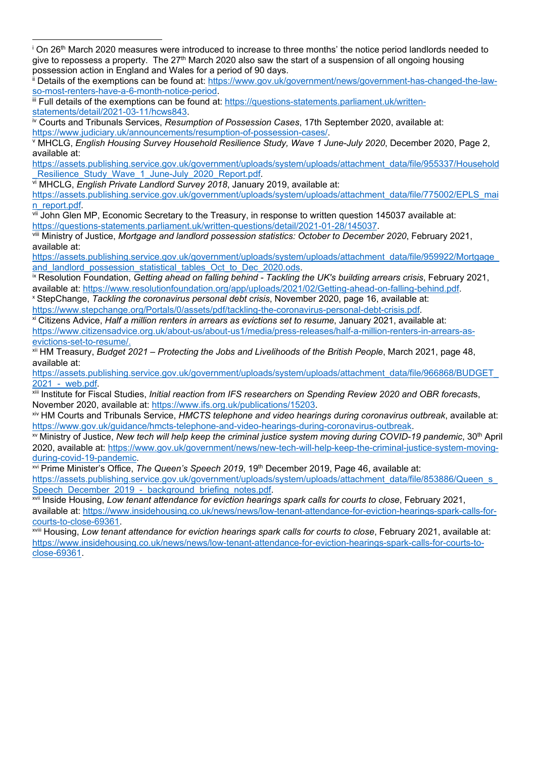[i] On 26th March 2020 measures were introduced to increase to three months' the notice period landlords needed to give to repossess a property. The 27th March 2020 also saw the start of a suspension of all ongoing housing possession action in England and Wales for a period of 90 days.

[ii] Details of the exemptions can be found at: https://www.gov.uk/government/news/government-has-changed-the-law-so-most-renters-have-a-6-month-notice-period.

[iii] Full details of the exemptions can be found at: https://questions-statements.parliament.uk/written-statements/detail/2021-03-11/hcws843.

[iv] Courts and Tribunals Services, *Resumption of Possession Cases*, 17th September 2020, available at: https://www.judiciary.uk/announcements/resumption-of-possession-cases/.

[v] MHCLG, *English Housing Survey Household Resilience Study, Wave 1 June-July 2020*, December 2020, Page 2, available at: https://assets.publishing.service.gov.uk/government/uploads/system/uploads/attachment_data/file/955337/Household_Resilience_Study_Wave_1_June-July_2020_Report.pdf.

[vi] MHCLG, *English Private Landlord Survey 2018*, January 2019, available at: https://assets.publishing.service.gov.uk/government/uploads/system/uploads/attachment_data/file/775002/EPLS_main_report.pdf.

[vii] John Glen MP, Economic Secretary to the Treasury, in response to written question 145037 available at: https://questions-statements.parliament.uk/written-questions/detail/2021-01-28/145037.

[viii] Ministry of Justice, *Mortgage and landlord possession statistics: October to December 2020*, February 2021, available at: https://assets.publishing.service.gov.uk/government/uploads/system/uploads/attachment_data/file/959922/Mortgage_and_landlord_possession_statistical_tables_Oct_to_Dec_2020.ods.

[ix] Resolution Foundation, *Getting ahead on falling behind - Tackling the UK's building arrears crisis*, February 2021, available at: https://www.resolutionfoundation.org/app/uploads/2021/02/Getting-ahead-on-falling-behind.pdf.

[x] StepChange, *Tackling the coronavirus personal debt crisis*, November 2020, page 16, available at: https://www.stepchange.org/Portals/0/assets/pdf/tackling-the-coronavirus-personal-debt-crisis.pdf.

[xi] Citizens Advice, *Half a million renters in arrears as evictions set to resume*, January 2021, available at: https://www.citizensadvice.org.uk/about-us/about-us1/media/press-releases/half-a-million-renters-in-arrears-as-evictions-set-to-resume/.

[xii] HM Treasury, *Budget 2021 – Protecting the Jobs and Livelihoods of the British People*, March 2021, page 48, available at: https://assets.publishing.service.gov.uk/government/uploads/system/uploads/attachment_data/file/966868/BUDGET_2021_-_web.pdf.

[xiii] Institute for Fiscal Studies, *Initial reaction from IFS researchers on Spending Review 2020 and OBR forecasts*, November 2020, available at: https://www.ifs.org.uk/publications/15203.

[xiv] HM Courts and Tribunals Service, *HMCTS telephone and video hearings during coronavirus outbreak*, available at: https://www.gov.uk/guidance/hmcts-telephone-and-video-hearings-during-coronavirus-outbreak.

[xv] Ministry of Justice, *New tech will help keep the criminal justice system moving during COVID-19 pandemic*, 30th April 2020, available at: https://www.gov.uk/government/news/new-tech-will-help-keep-the-criminal-justice-system-moving-during-covid-19-pandemic.

[xvi] Prime Minister's Office, *The Queen's Speech 2019*, 19th December 2019, Page 46, available at: https://assets.publishing.service.gov.uk/government/uploads/system/uploads/attachment_data/file/853886/Queen_s_Speech_December_2019_-_background_briefing_notes.pdf.

[xvii] Inside Housing, *Low tenant attendance for eviction hearings spark calls for courts to close*, February 2021, available at: https://www.insidehousing.co.uk/news/news/low-tenant-attendance-for-eviction-hearings-spark-calls-for-courts-to-close-69361.

[xviii] Housing, *Low tenant attendance for eviction hearings spark calls for courts to close*, February 2021, available at: https://www.insidehousing.co.uk/news/news/low-tenant-attendance-for-eviction-hearings-spark-calls-for-courts-to-close-69361.